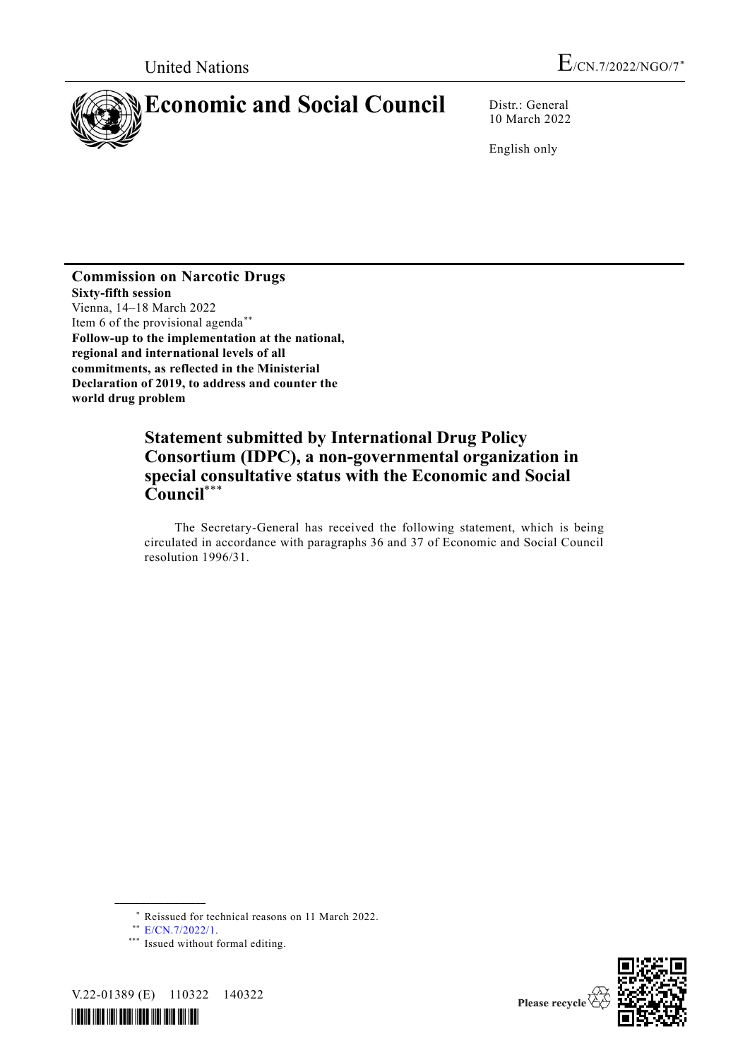United Nations

E/CN.7/2022/NGO/7*

# Economic and Social Council

Distr.: General
10 March 2022

English only

**Commission on Narcotic Drugs**
**Sixty-fifth session**
Vienna, 14–18 March 2022
Item 6 of the provisional agenda**
**Follow-up to the implementation at the national, regional and international levels of all commitments, as reflected in the Ministerial Declaration of 2019, to address and counter the world drug problem**

## Statement submitted by International Drug Policy Consortium (IDPC), a non-governmental organization in special consultative status with the Economic and Social Council***

The Secretary-General has received the following statement, which is being circulated in accordance with paragraphs 36 and 37 of Economic and Social Council resolution 1996/31.

---

\* Reissued for technical reasons on 11 March 2022.

\*\* E/CN.7/2022/1.

\*\*\* Issued without formal editing.

V.22-01389 (E) 110322 140322

Please recycle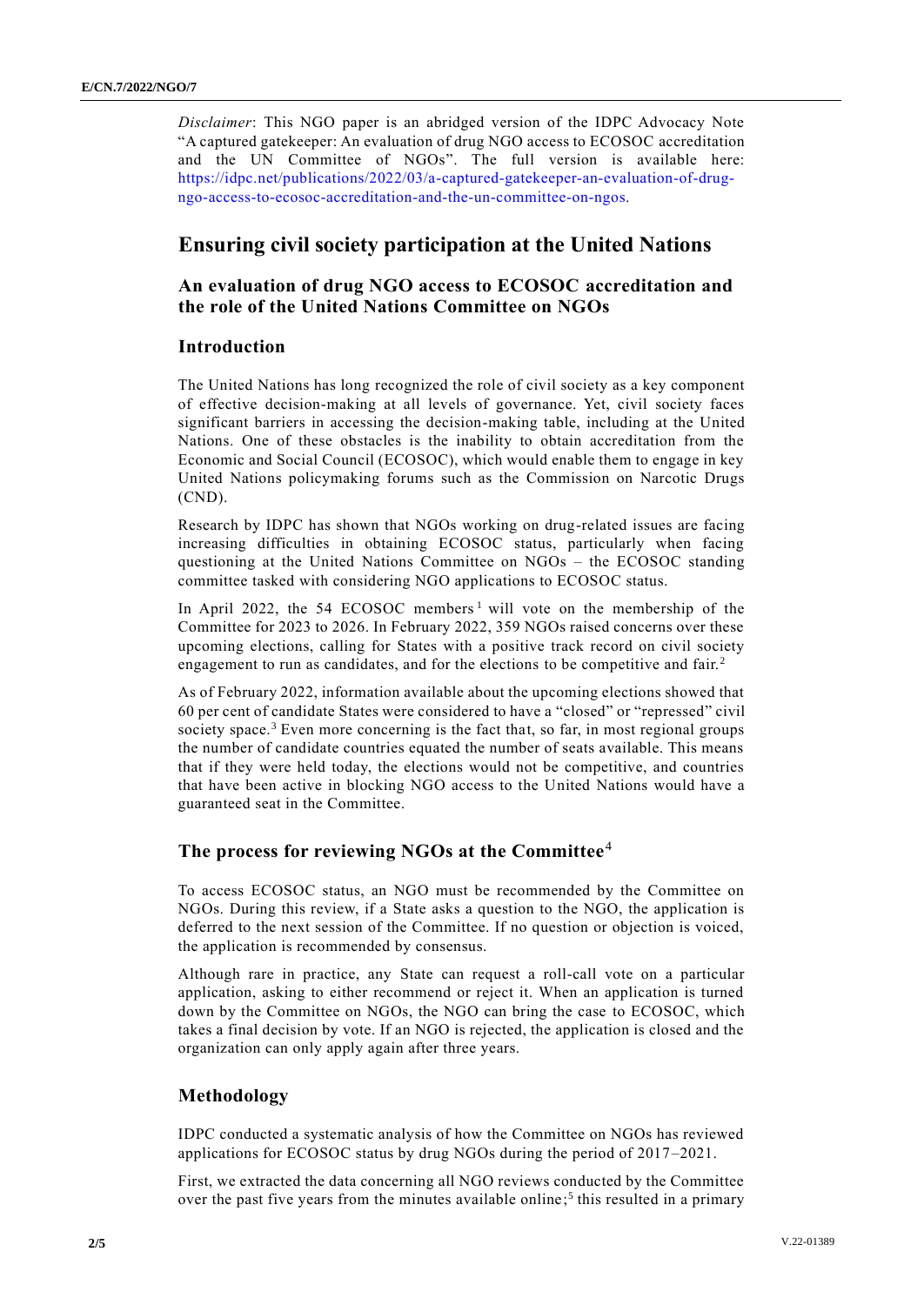*Disclaimer*: This NGO paper is an abridged version of the IDPC Advocacy Note "A captured gatekeeper: An evaluation of drug NGO access to ECOSOC accreditation and the UN Committee of NGOs". The full version is available here: https://idpc.net/publications/2022/03/a-captured-gatekeeper-an-evaluation-of-drug-ngo-access-to-ecosoc-accreditation-and-the-un-committee-on-ngos.

# Ensuring civil society participation at the United Nations

## An evaluation of drug NGO access to ECOSOC accreditation and the role of the United Nations Committee on NGOs

### Introduction

The United Nations has long recognized the role of civil society as a key component of effective decision-making at all levels of governance. Yet, civil society faces significant barriers in accessing the decision-making table, including at the United Nations. One of these obstacles is the inability to obtain accreditation from the Economic and Social Council (ECOSOC), which would enable them to engage in key United Nations policymaking forums such as the Commission on Narcotic Drugs (CND).

Research by IDPC has shown that NGOs working on drug-related issues are facing increasing difficulties in obtaining ECOSOC status, particularly when facing questioning at the United Nations Committee on NGOs – the ECOSOC standing committee tasked with considering NGO applications to ECOSOC status.

In April 2022, the 54 ECOSOC members[1] will vote on the membership of the Committee for 2023 to 2026. In February 2022, 359 NGOs raised concerns over these upcoming elections, calling for States with a positive track record on civil society engagement to run as candidates, and for the elections to be competitive and fair.[2]

As of February 2022, information available about the upcoming elections showed that 60 per cent of candidate States were considered to have a "closed" or "repressed" civil society space.[3] Even more concerning is the fact that, so far, in most regional groups the number of candidate countries equated the number of seats available. This means that if they were held today, the elections would not be competitive, and countries that have been active in blocking NGO access to the United Nations would have a guaranteed seat in the Committee.

### The process for reviewing NGOs at the Committee[4]

To access ECOSOC status, an NGO must be recommended by the Committee on NGOs. During this review, if a State asks a question to the NGO, the application is deferred to the next session of the Committee. If no question or objection is voiced, the application is recommended by consensus.

Although rare in practice, any State can request a roll-call vote on a particular application, asking to either recommend or reject it. When an application is turned down by the Committee on NGOs, the NGO can bring the case to ECOSOC, which takes a final decision by vote. If an NGO is rejected, the application is closed and the organization can only apply again after three years.

### Methodology

IDPC conducted a systematic analysis of how the Committee on NGOs has reviewed applications for ECOSOC status by drug NGOs during the period of 2017–2021.

First, we extracted the data concerning all NGO reviews conducted by the Committee over the past five years from the minutes available online;[5] this resulted in a primary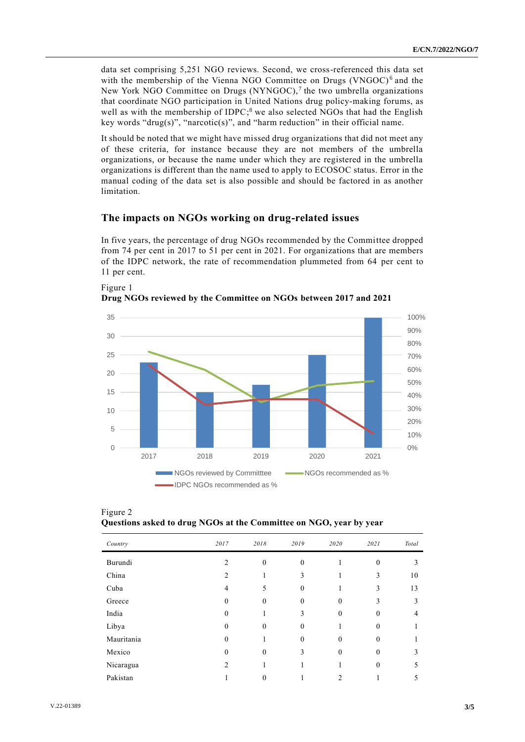data set comprising 5,251 NGO reviews. Second, we cross-referenced this data set with the membership of the Vienna NGO Committee on Drugs (VNGOC)[6] and the New York NGO Committee on Drugs (NYNGOC),[7] the two umbrella organizations that coordinate NGO participation in United Nations drug policy-making forums, as well as with the membership of IDPC;[8] we also selected NGOs that had the English key words "drug(s)", "narcotic(s)", and "harm reduction" in their official name.

It should be noted that we might have missed drug organizations that did not meet any of these criteria, for instance because they are not members of the umbrella organizations, or because the name under which they are registered in the umbrella organizations is different than the name used to apply to ECOSOC status. Error in the manual coding of the data set is also possible and should be factored in as another limitation.

## The impacts on NGOs working on drug-related issues

In five years, the percentage of drug NGOs recommended by the Committee dropped from 74 per cent in 2017 to 51 per cent in 2021. For organizations that are members of the IDPC network, the rate of recommendation plummeted from 64 per cent to 11 per cent.

Figure 1
**Drug NGOs reviewed by the Committee on NGOs between 2017 and 2021**

Figure 2
**Questions asked to drug NGOs at the Committee on NGO, year by year**

| *Country* | *2017* | *2018* | *2019* | *2020* | *2021* | *Total* |
|---|---|---|---|---|---|---|
| Burundi | 2 | 0 | 0 | 1 | 0 | 3 |
| China | 2 | 1 | 3 | 1 | 3 | 10 |
| Cuba | 4 | 5 | 0 | 1 | 3 | 13 |
| Greece | 0 | 0 | 0 | 0 | 3 | 3 |
| India | 0 | 1 | 3 | 0 | 0 | 4 |
| Libya | 0 | 0 | 0 | 1 | 0 | 1 |
| Mauritania | 0 | 1 | 0 | 0 | 0 | 1 |
| Mexico | 0 | 0 | 3 | 0 | 0 | 3 |
| Nicaragua | 2 | 1 | 1 | 1 | 0 | 5 |
| Pakistan | 1 | 0 | 1 | 2 | 1 | 5 |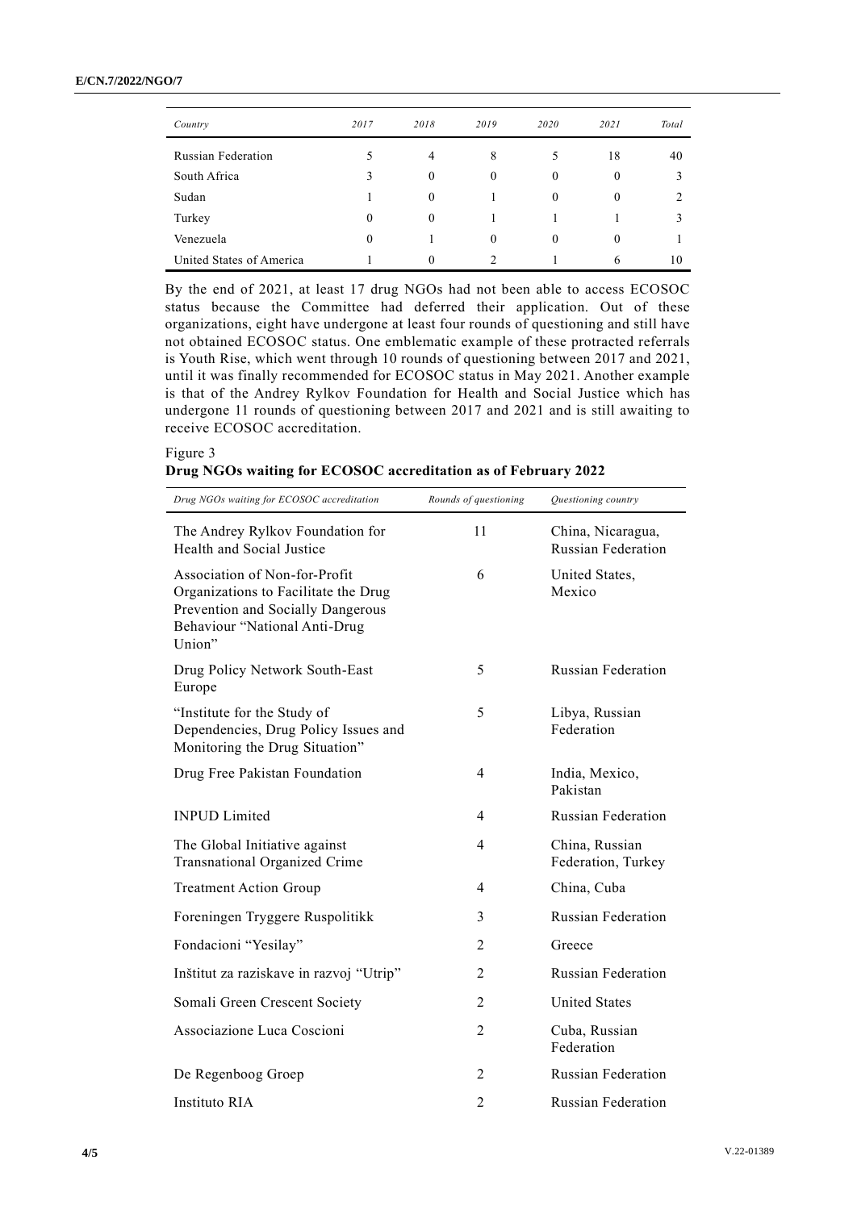| Country | 2017 | 2018 | 2019 | 2020 | 2021 | Total |
|---|---|---|---|---|---|---|
| Russian Federation | 5 | 4 | 8 | 5 | 18 | 40 |
| South Africa | 3 | 0 | 0 | 0 | 0 | 3 |
| Sudan | 1 | 0 | 1 | 0 | 0 | 2 |
| Turkey | 0 | 0 | 1 | 1 | 1 | 3 |
| Venezuela | 0 | 1 | 0 | 0 | 0 | 1 |
| United States of America | 1 | 0 | 2 | 1 | 6 | 10 |

By the end of 2021, at least 17 drug NGOs had not been able to access ECOSOC status because the Committee had deferred their application. Out of these organizations, eight have undergone at least four rounds of questioning and still have not obtained ECOSOC status. One emblematic example of these protracted referrals is Youth Rise, which went through 10 rounds of questioning between 2017 and 2021, until it was finally recommended for ECOSOC status in May 2021. Another example is that of the Andrey Rylkov Foundation for Health and Social Justice which has undergone 11 rounds of questioning between 2017 and 2021 and is still awaiting to receive ECOSOC accreditation.

Figure 3
**Drug NGOs waiting for ECOSOC accreditation as of February 2022**

| Drug NGOs waiting for ECOSOC accreditation | Rounds of questioning | Questioning country |
|---|---|---|
| The Andrey Rylkov Foundation for Health and Social Justice | 11 | China, Nicaragua, Russian Federation |
| Association of Non-for-Profit Organizations to Facilitate the Drug Prevention and Socially Dangerous Behaviour "National Anti-Drug Union" | 6 | United States, Mexico |
| Drug Policy Network South-East Europe | 5 | Russian Federation |
| "Institute for the Study of Dependencies, Drug Policy Issues and Monitoring the Drug Situation" | 5 | Libya, Russian Federation |
| Drug Free Pakistan Foundation | 4 | India, Mexico, Pakistan |
| INPUD Limited | 4 | Russian Federation |
| The Global Initiative against Transnational Organized Crime | 4 | China, Russian Federation, Turkey |
| Treatment Action Group | 4 | China, Cuba |
| Foreningen Tryggere Ruspolitikk | 3 | Russian Federation |
| Fondacioni "Yesilay" | 2 | Greece |
| Inštitut za raziskave in razvoj "Utrip" | 2 | Russian Federation |
| Somali Green Crescent Society | 2 | United States |
| Associazione Luca Coscioni | 2 | Cuba, Russian Federation |
| De Regenboog Groep | 2 | Russian Federation |
| Instituto RIA | 2 | Russian Federation |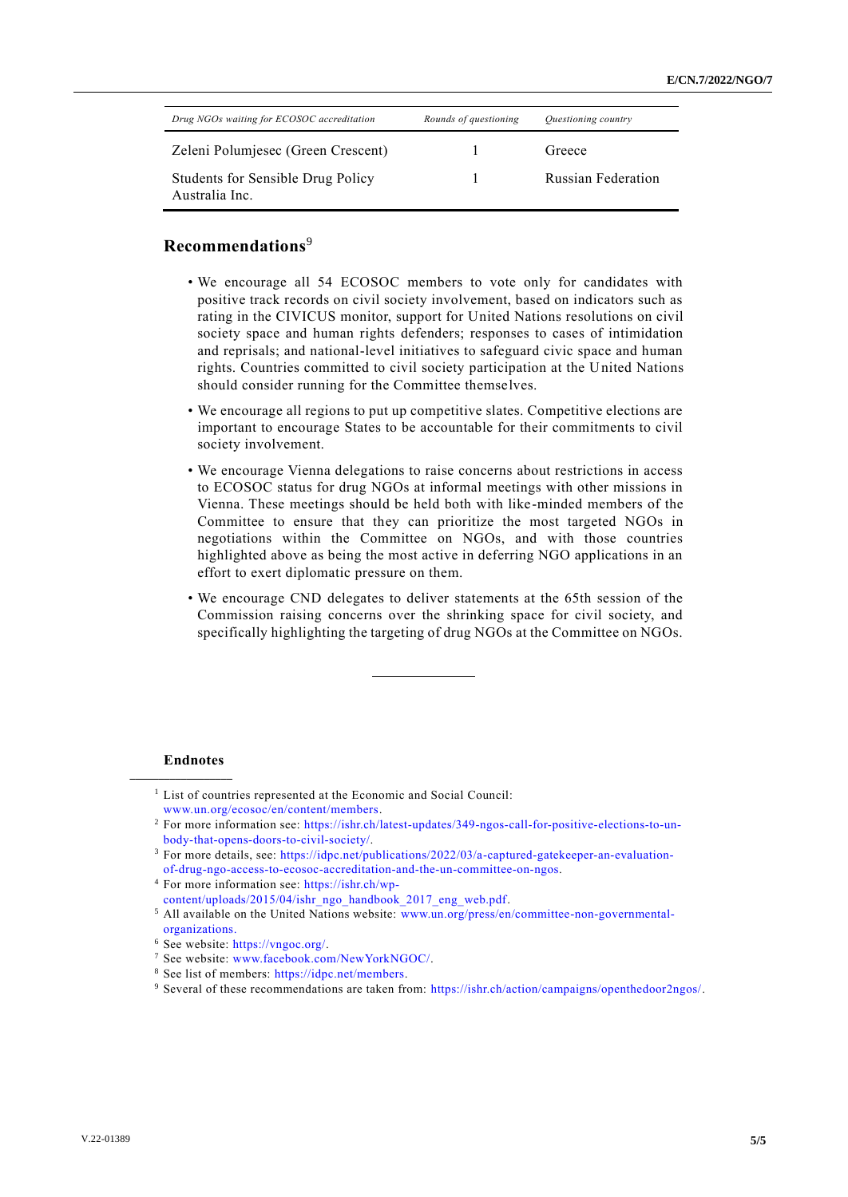| *Drug NGOs waiting for ECOSOC accreditation* | *Rounds of questioning* | *Questioning country* |
| --- | --- | --- |
| Zeleni Polumjesec (Green Crescent) | 1 | Greece |
| Students for Sensible Drug Policy Australia Inc. | 1 | Russian Federation |

## Recommendations[9]

- We encourage all 54 ECOSOC members to vote only for candidates with positive track records on civil society involvement, based on indicators such as rating in the CIVICUS monitor, support for United Nations resolutions on civil society space and human rights defenders; responses to cases of intimidation and reprisals; and national-level initiatives to safeguard civic space and human rights. Countries committed to civil society participation at the United Nations should consider running for the Committee themselves.
- We encourage all regions to put up competitive slates. Competitive elections are important to encourage States to be accountable for their commitments to civil society involvement.
- We encourage Vienna delegations to raise concerns about restrictions in access to ECOSOC status for drug NGOs at informal meetings with other missions in Vienna. These meetings should be held both with like-minded members of the Committee to ensure that they can prioritize the most targeted NGOs in negotiations within the Committee on NGOs, and with those countries highlighted above as being the most active in deferring NGO applications in an effort to exert diplomatic pressure on them.
- We encourage CND delegates to deliver statements at the 65th session of the Commission raising concerns over the shrinking space for civil society, and specifically highlighting the targeting of drug NGOs at the Committee on NGOs.

### Endnotes

[1] List of countries represented at the Economic and Social Council: www.un.org/ecosoc/en/content/members.

[2] For more information see: https://ishr.ch/latest-updates/349-ngos-call-for-positive-elections-to-un-body-that-opens-doors-to-civil-society/.

[3] For more details, see: https://idpc.net/publications/2022/03/a-captured-gatekeeper-an-evaluation-of-drug-ngo-access-to-ecosoc-accreditation-and-the-un-committee-on-ngos.

[4] For more information see: https://ishr.ch/wp-content/uploads/2015/04/ishr_ngo_handbook_2017_eng_web.pdf.

[5] All available on the United Nations website: www.un.org/press/en/committee-non-governmental-organizations.

[6] See website: https://vngoc.org/.

[7] See website: www.facebook.com/NewYorkNGOC/.

[8] See list of members: https://idpc.net/members.

[9] Several of these recommendations are taken from: https://ishr.ch/action/campaigns/openthedoor2ngos/.